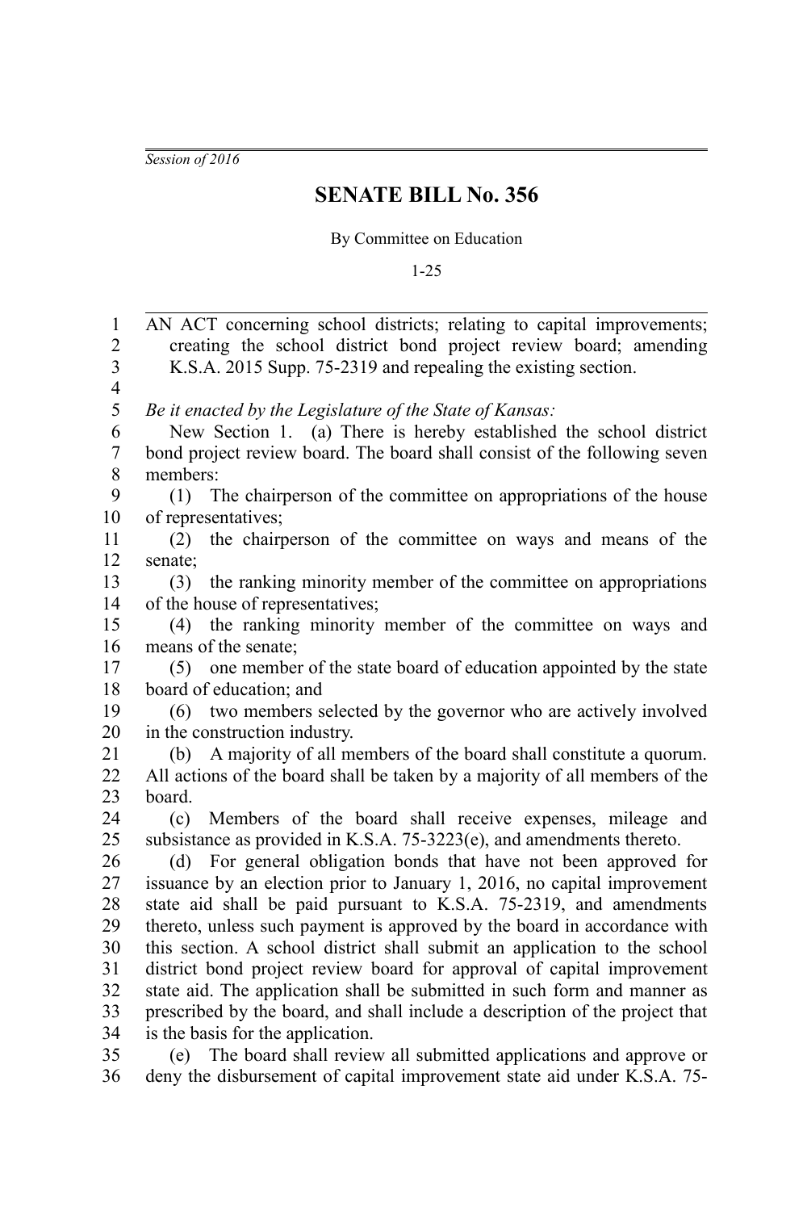*Session of 2016*

# SENATE BILL No. 356

By Committee on Education

1-25

AN ACT concerning school districts; relating to capital improvements; creating the school district bond project review board; amending K.S.A. 2015 Supp. 75-2319 and repealing the existing section.

*Be it enacted by the Legislature of the State of Kansas:*

New Section 1. (a) There is hereby established the school district bond project review board. The board shall consist of the following seven members:

(1) The chairperson of the committee on appropriations of the house of representatives;

(2) the chairperson of the committee on ways and means of the senate;

(3) the ranking minority member of the committee on appropriations of the house of representatives;

(4) the ranking minority member of the committee on ways and means of the senate;

(5) one member of the state board of education appointed by the state board of education; and

(6) two members selected by the governor who are actively involved in the construction industry.

(b) A majority of all members of the board shall constitute a quorum. All actions of the board shall be taken by a majority of all members of the board.

(c) Members of the board shall receive expenses, mileage and subsistance as provided in K.S.A. 75-3223(e), and amendments thereto.

(d) For general obligation bonds that have not been approved for issuance by an election prior to January 1, 2016, no capital improvement state aid shall be paid pursuant to K.S.A. 75-2319, and amendments thereto, unless such payment is approved by the board in accordance with this section. A school district shall submit an application to the school district bond project review board for approval of capital improvement state aid. The application shall be submitted in such form and manner as prescribed by the board, and shall include a description of the project that is the basis for the application.

(e) The board shall review all submitted applications and approve or deny the disbursement of capital improvement state aid under K.S.A. 75-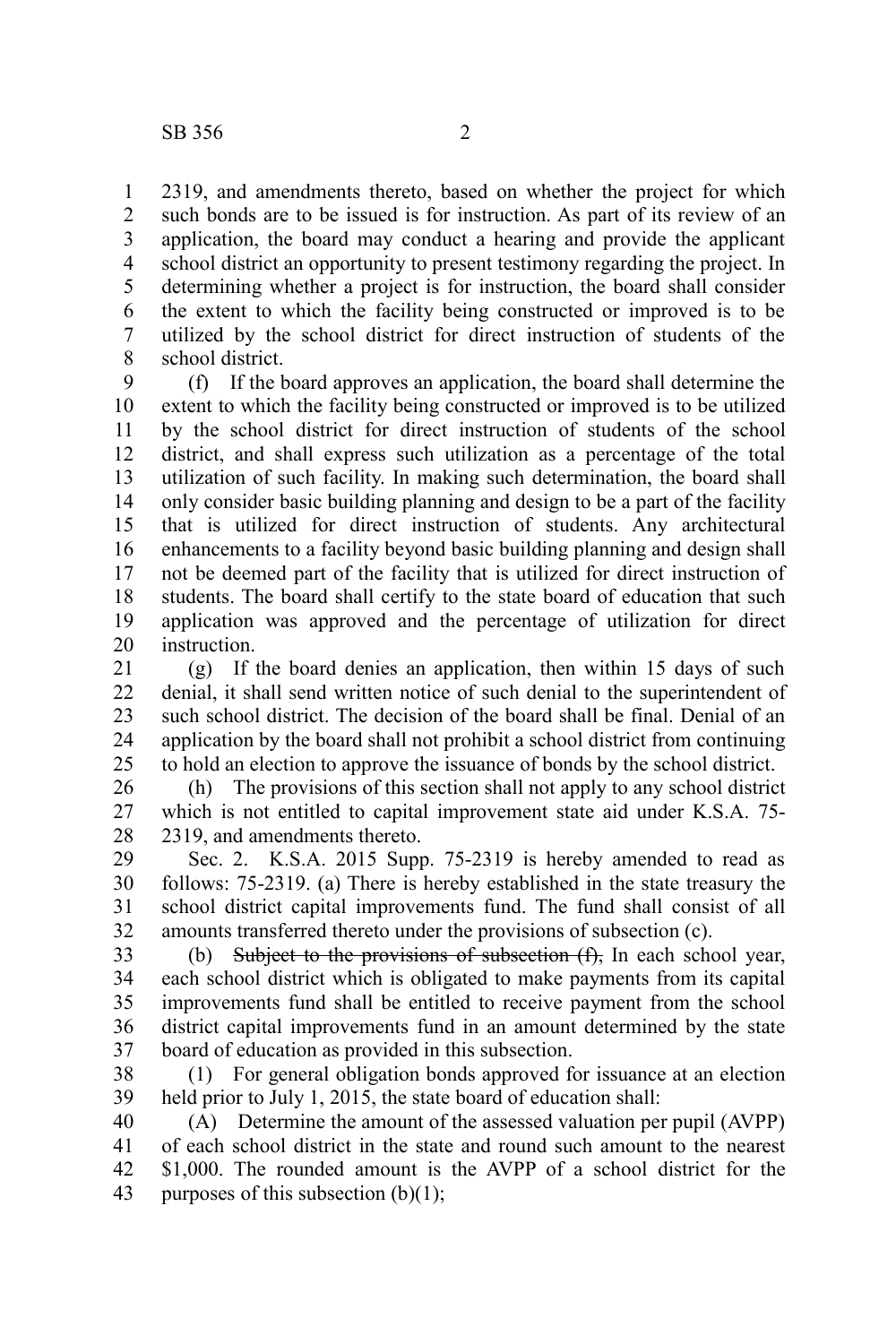2319, and amendments thereto, based on whether the project for which such bonds are to be issued is for instruction. As part of its review of an application, the board may conduct a hearing and provide the applicant school district an opportunity to present testimony regarding the project. In determining whether a project is for instruction, the board shall consider the extent to which the facility being constructed or improved is to be utilized by the school district for direct instruction of students of the school district.

(f) If the board approves an application, the board shall determine the extent to which the facility being constructed or improved is to be utilized by the school district for direct instruction of students of the school district, and shall express such utilization as a percentage of the total utilization of such facility. In making such determination, the board shall only consider basic building planning and design to be a part of the facility that is utilized for direct instruction of students. Any architectural enhancements to a facility beyond basic building planning and design shall not be deemed part of the facility that is utilized for direct instruction of students. The board shall certify to the state board of education that such application was approved and the percentage of utilization for direct instruction.

(g) If the board denies an application, then within 15 days of such denial, it shall send written notice of such denial to the superintendent of such school district. The decision of the board shall be final. Denial of an application by the board shall not prohibit a school district from continuing to hold an election to approve the issuance of bonds by the school district.

(h) The provisions of this section shall not apply to any school district which is not entitled to capital improvement state aid under K.S.A. 75-2319, and amendments thereto.

Sec. 2. K.S.A. 2015 Supp. 75-2319 is hereby amended to read as follows: 75-2319. (a) There is hereby established in the state treasury the school district capital improvements fund. The fund shall consist of all amounts transferred thereto under the provisions of subsection (c).

(b) ~~Subject to the provisions of subsection (f),~~ In each school year, each school district which is obligated to make payments from its capital improvements fund shall be entitled to receive payment from the school district capital improvements fund in an amount determined by the state board of education as provided in this subsection.

(1) For general obligation bonds approved for issuance at an election held prior to July 1, 2015, the state board of education shall:

(A) Determine the amount of the assessed valuation per pupil (AVPP) of each school district in the state and round such amount to the nearest $1,000. The rounded amount is the AVPP of a school district for the purposes of this subsection (b)(1);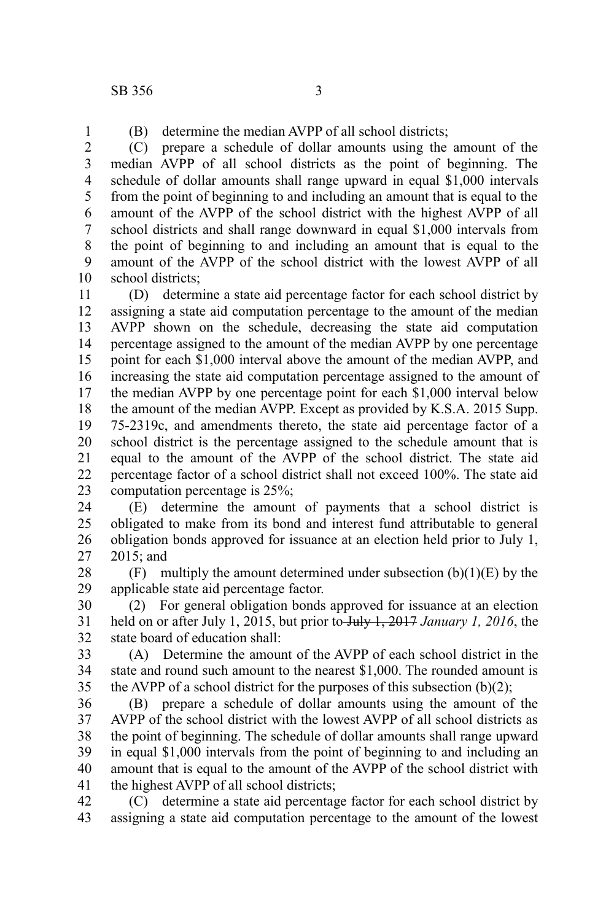(B) determine the median AVPP of all school districts;

(C) prepare a schedule of dollar amounts using the amount of the median AVPP of all school districts as the point of beginning. The schedule of dollar amounts shall range upward in equal $1,000 intervals from the point of beginning to and including an amount that is equal to the amount of the AVPP of the school district with the highest AVPP of all school districts and shall range downward in equal $1,000 intervals from the point of beginning to and including an amount that is equal to the amount of the AVPP of the school district with the lowest AVPP of all school districts;

(D) determine a state aid percentage factor for each school district by assigning a state aid computation percentage to the amount of the median AVPP shown on the schedule, decreasing the state aid computation percentage assigned to the amount of the median AVPP by one percentage point for each $1,000 interval above the amount of the median AVPP, and increasing the state aid computation percentage assigned to the amount of the median AVPP by one percentage point for each $1,000 interval below the amount of the median AVPP. Except as provided by K.S.A. 2015 Supp. 75-2319c, and amendments thereto, the state aid percentage factor of a school district is the percentage assigned to the schedule amount that is equal to the amount of the AVPP of the school district. The state aid percentage factor of a school district shall not exceed 100%. The state aid computation percentage is 25%;

(E) determine the amount of payments that a school district is obligated to make from its bond and interest fund attributable to general obligation bonds approved for issuance at an election held prior to July 1, 2015; and

(F) multiply the amount determined under subsection (b)(1)(E) by the applicable state aid percentage factor.

(2) For general obligation bonds approved for issuance at an election held on or after July 1, 2015, but prior to ~~July 1, 2017~~ *January 1, 2016*, the state board of education shall:

(A) Determine the amount of the AVPP of each school district in the state and round such amount to the nearest $1,000. The rounded amount is the AVPP of a school district for the purposes of this subsection (b)(2);

(B) prepare a schedule of dollar amounts using the amount of the AVPP of the school district with the lowest AVPP of all school districts as the point of beginning. The schedule of dollar amounts shall range upward in equal $1,000 intervals from the point of beginning to and including an amount that is equal to the amount of the AVPP of the school district with the highest AVPP of all school districts;

(C) determine a state aid percentage factor for each school district by assigning a state aid computation percentage to the amount of the lowest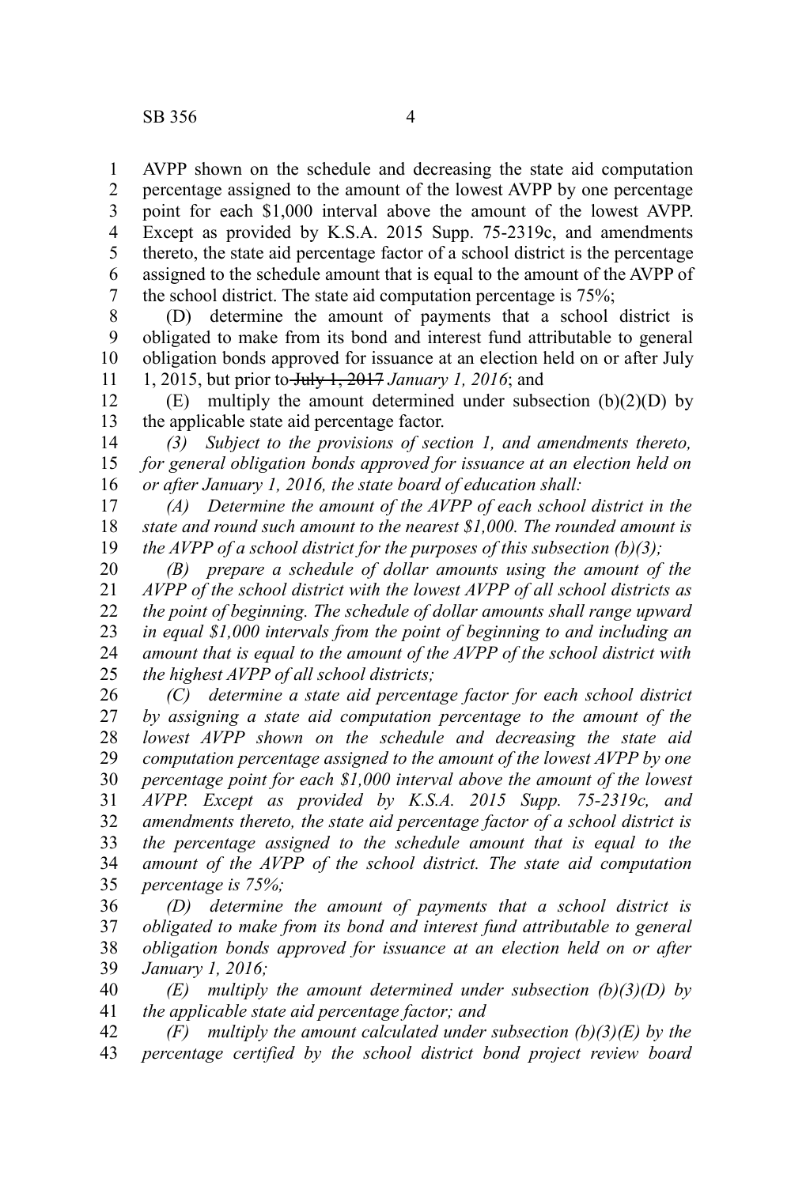AVPP shown on the schedule and decreasing the state aid computation percentage assigned to the amount of the lowest AVPP by one percentage point for each $1,000 interval above the amount of the lowest AVPP. Except as provided by K.S.A. 2015 Supp. 75-2319c, and amendments thereto, the state aid percentage factor of a school district is the percentage assigned to the schedule amount that is equal to the amount of the AVPP of the school district. The state aid computation percentage is 75%;

(D) determine the amount of payments that a school district is obligated to make from its bond and interest fund attributable to general obligation bonds approved for issuance at an election held on or after July 1, 2015, but prior to ~~July 1, 2017~~ *January 1, 2016*; and

(E) multiply the amount determined under subsection (b)(2)(D) by the applicable state aid percentage factor.

*(3) Subject to the provisions of section 1, and amendments thereto, for general obligation bonds approved for issuance at an election held on or after January 1, 2016, the state board of education shall:*

*(A) Determine the amount of the AVPP of each school district in the state and round such amount to the nearest $1,000. The rounded amount is the AVPP of a school district for the purposes of this subsection (b)(3);*

*(B) prepare a schedule of dollar amounts using the amount of the AVPP of the school district with the lowest AVPP of all school districts as the point of beginning. The schedule of dollar amounts shall range upward in equal $1,000 intervals from the point of beginning to and including an amount that is equal to the amount of the AVPP of the school district with the highest AVPP of all school districts;*

*(C) determine a state aid percentage factor for each school district by assigning a state aid computation percentage to the amount of the lowest AVPP shown on the schedule and decreasing the state aid computation percentage assigned to the amount of the lowest AVPP by one percentage point for each $1,000 interval above the amount of the lowest AVPP. Except as provided by K.S.A. 2015 Supp. 75-2319c, and amendments thereto, the state aid percentage factor of a school district is the percentage assigned to the schedule amount that is equal to the amount of the AVPP of the school district. The state aid computation percentage is 75%;*

*(D) determine the amount of payments that a school district is obligated to make from its bond and interest fund attributable to general obligation bonds approved for issuance at an election held on or after January 1, 2016;*

*(E) multiply the amount determined under subsection (b)(3)(D) by the applicable state aid percentage factor; and*

*(F) multiply the amount calculated under subsection (b)(3)(E) by the percentage certified by the school district bond project review board*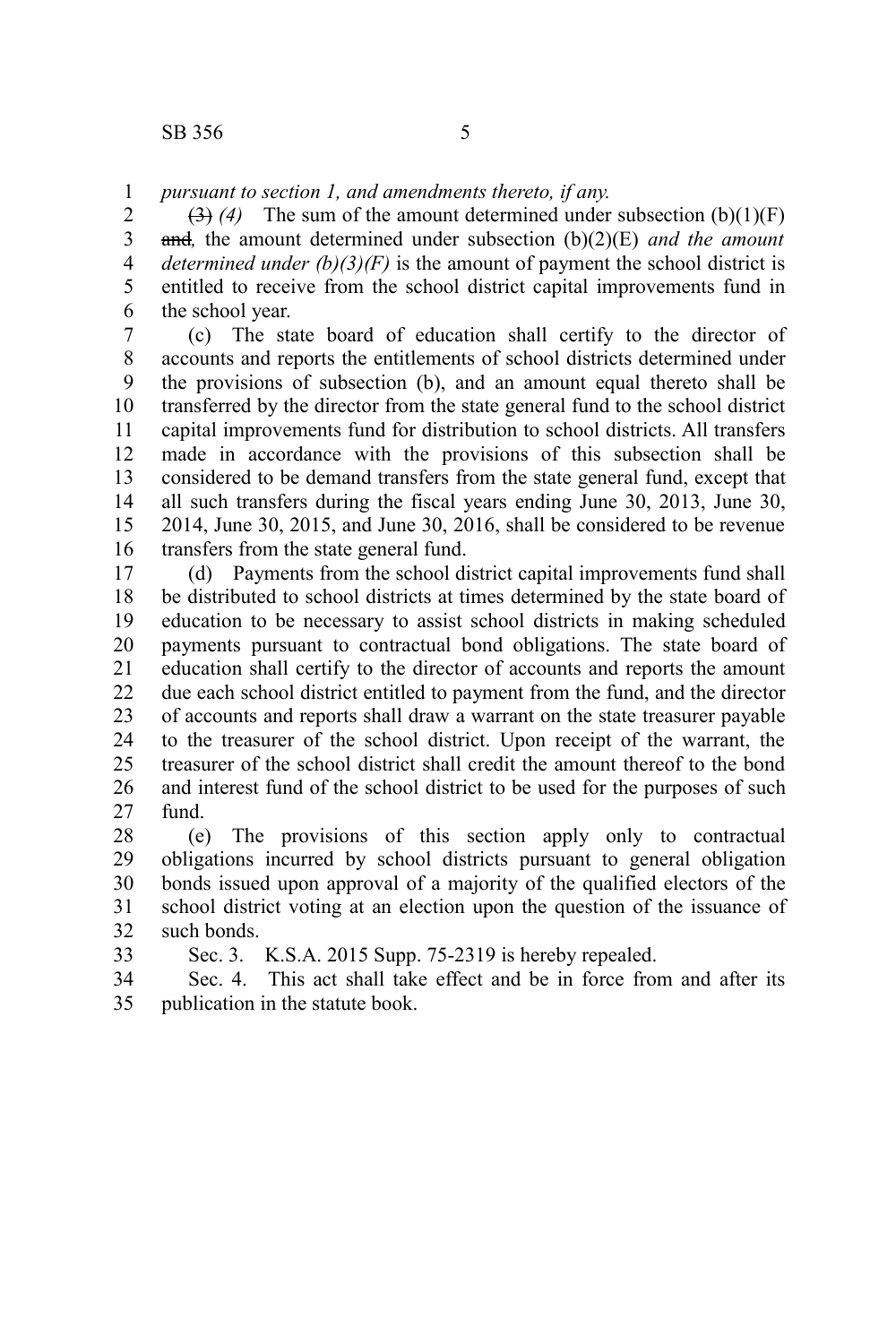*pursuant to section 1, and amendments thereto, if any.*

~~(3)~~ *(4)* The sum of the amount determined under subsection (b)(1)(F) ~~and~~*,* the amount determined under subsection (b)(2)(E) *and the amount determined under (b)(3)(F)* is the amount of payment the school district is entitled to receive from the school district capital improvements fund in the school year.

(c) The state board of education shall certify to the director of accounts and reports the entitlements of school districts determined under the provisions of subsection (b), and an amount equal thereto shall be transferred by the director from the state general fund to the school district capital improvements fund for distribution to school districts. All transfers made in accordance with the provisions of this subsection shall be considered to be demand transfers from the state general fund, except that all such transfers during the fiscal years ending June 30, 2013, June 30, 2014, June 30, 2015, and June 30, 2016, shall be considered to be revenue transfers from the state general fund.

(d) Payments from the school district capital improvements fund shall be distributed to school districts at times determined by the state board of education to be necessary to assist school districts in making scheduled payments pursuant to contractual bond obligations. The state board of education shall certify to the director of accounts and reports the amount due each school district entitled to payment from the fund, and the director of accounts and reports shall draw a warrant on the state treasurer payable to the treasurer of the school district. Upon receipt of the warrant, the treasurer of the school district shall credit the amount thereof to the bond and interest fund of the school district to be used for the purposes of such fund.

(e) The provisions of this section apply only to contractual obligations incurred by school districts pursuant to general obligation bonds issued upon approval of a majority of the qualified electors of the school district voting at an election upon the question of the issuance of such bonds.

Sec. 3. K.S.A. 2015 Supp. 75-2319 is hereby repealed.

Sec. 4. This act shall take effect and be in force from and after its publication in the statute book.